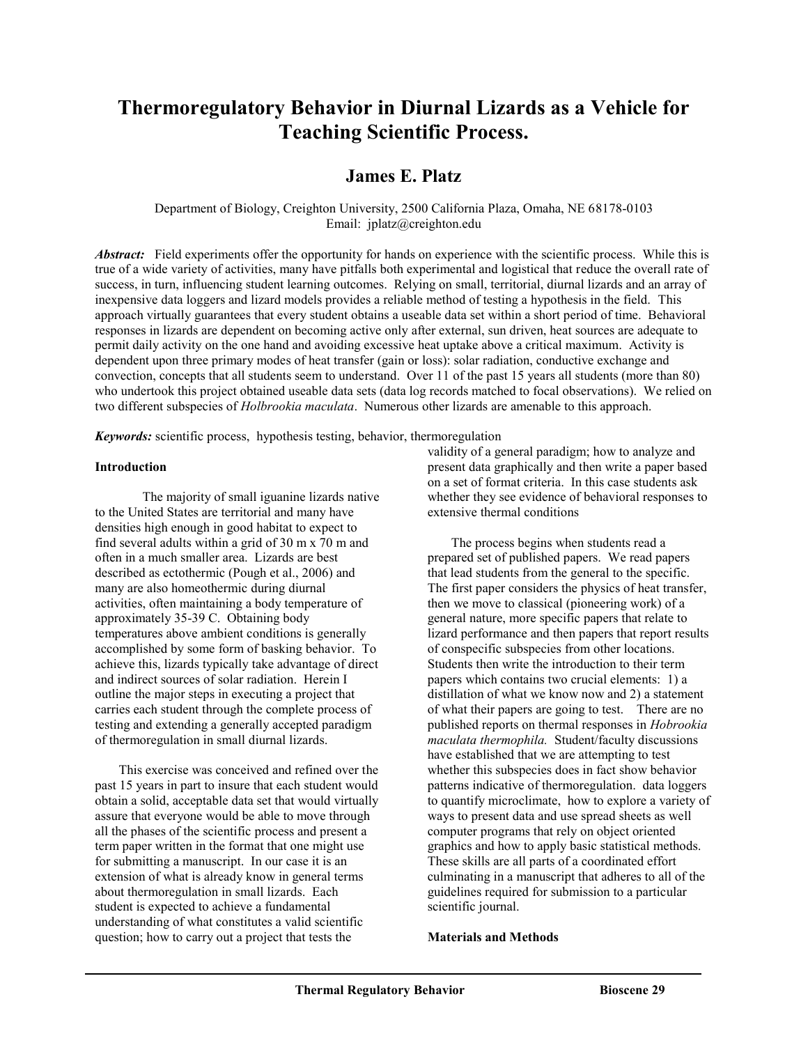# Thermoregulatory Behavior in Diurnal Lizards as a Vehicle for Teaching Scientific Process.

## James E. Platz

Department of Biology, Creighton University, 2500 California Plaza, Omaha, NE 68178-0103
Email: jplatz@creighton.edu

***Abstract:*** Field experiments offer the opportunity for hands on experience with the scientific process. While this is true of a wide variety of activities, many have pitfalls both experimental and logistical that reduce the overall rate of success, in turn, influencing student learning outcomes. Relying on small, territorial, diurnal lizards and an array of inexpensive data loggers and lizard models provides a reliable method of testing a hypothesis in the field. This approach virtually guarantees that every student obtains a useable data set within a short period of time. Behavioral responses in lizards are dependent on becoming active only after external, sun driven, heat sources are adequate to permit daily activity on the one hand and avoiding excessive heat uptake above a critical maximum. Activity is dependent upon three primary modes of heat transfer (gain or loss): solar radiation, conductive exchange and convection, concepts that all students seem to understand. Over 11 of the past 15 years all students (more than 80) who undertook this project obtained useable data sets (data log records matched to focal observations). We relied on two different subspecies of *Holbrookia maculata*. Numerous other lizards are amenable to this approach.

***Keywords:*** scientific process, hypothesis testing, behavior, thermoregulation

**Introduction**

The majority of small iguanine lizards native to the United States are territorial and many have densities high enough in good habitat to expect to find several adults within a grid of 30 m x 70 m and often in a much smaller area. Lizards are best described as ectothermic (Pough et al., 2006) and many are also homeothermic during diurnal activities, often maintaining a body temperature of approximately 35-39 C. Obtaining body temperatures above ambient conditions is generally accomplished by some form of basking behavior. To achieve this, lizards typically take advantage of direct and indirect sources of solar radiation. Herein I outline the major steps in executing a project that carries each student through the complete process of testing and extending a generally accepted paradigm of thermoregulation in small diurnal lizards.

This exercise was conceived and refined over the past 15 years in part to insure that each student would obtain a solid, acceptable data set that would virtually assure that everyone would be able to move through all the phases of the scientific process and present a term paper written in the format that one might use for submitting a manuscript. In our case it is an extension of what is already know in general terms about thermoregulation in small lizards. Each student is expected to achieve a fundamental understanding of what constitutes a valid scientific question; how to carry out a project that tests the validity of a general paradigm; how to analyze and present data graphically and then write a paper based on a set of format criteria. In this case students ask whether they see evidence of behavioral responses to extensive thermal conditions

The process begins when students read a prepared set of published papers. We read papers that lead students from the general to the specific. The first paper considers the physics of heat transfer, then we move to classical (pioneering work) of a general nature, more specific papers that relate to lizard performance and then papers that report results of conspecific subspecies from other locations. Students then write the introduction to their term papers which contains two crucial elements: 1) a distillation of what we know now and 2) a statement of what their papers are going to test. There are no published reports on thermal responses in *Hobrookia maculata thermophila.* Student/faculty discussions have established that we are attempting to test whether this subspecies does in fact show behavior patterns indicative of thermoregulation. data loggers to quantify microclimate, how to explore a variety of ways to present data and use spread sheets as well computer programs that rely on object oriented graphics and how to apply basic statistical methods. These skills are all parts of a coordinated effort culminating in a manuscript that adheres to all of the guidelines required for submission to a particular scientific journal.

**Materials and Methods**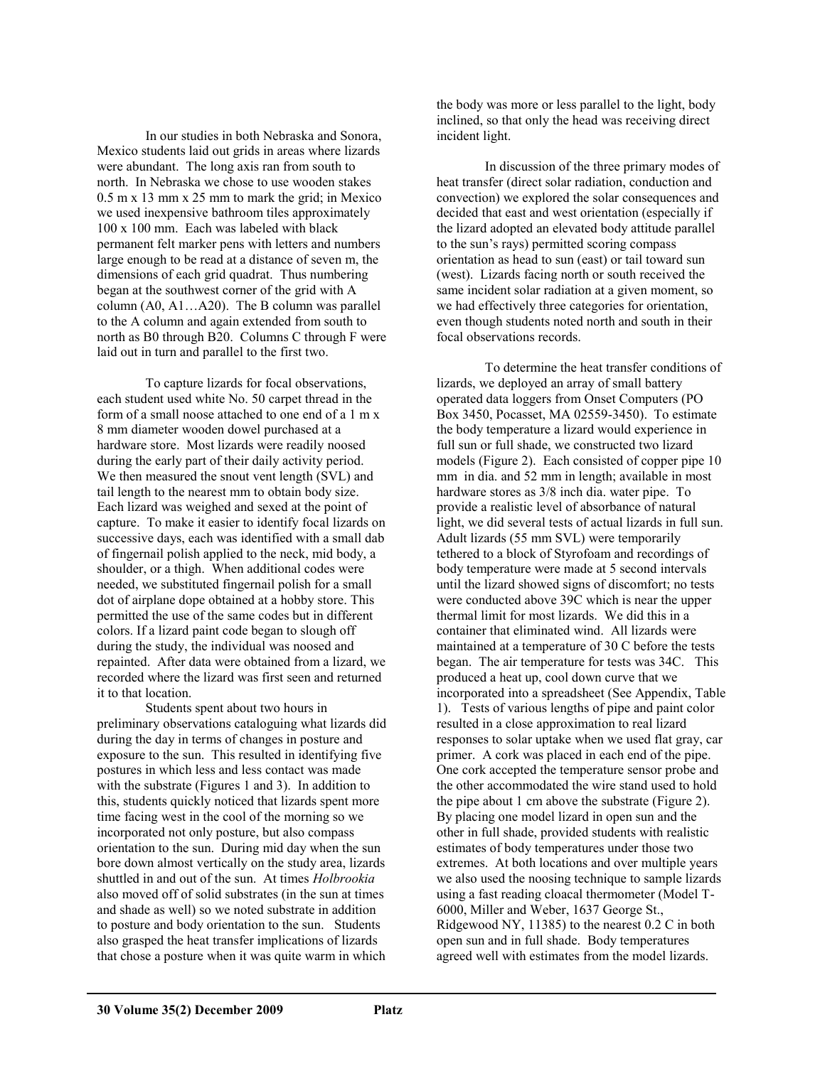In our studies in both Nebraska and Sonora, Mexico students laid out grids in areas where lizards were abundant. The long axis ran from south to north. In Nebraska we chose to use wooden stakes 0.5 m x 13 mm x 25 mm to mark the grid; in Mexico we used inexpensive bathroom tiles approximately 100 x 100 mm. Each was labeled with black permanent felt marker pens with letters and numbers large enough to be read at a distance of seven m, the dimensions of each grid quadrat. Thus numbering began at the southwest corner of the grid with A column (A0, A1…A20). The B column was parallel to the A column and again extended from south to north as B0 through B20. Columns C through F were laid out in turn and parallel to the first two.

To capture lizards for focal observations, each student used white No. 50 carpet thread in the form of a small noose attached to one end of a 1 m x 8 mm diameter wooden dowel purchased at a hardware store. Most lizards were readily noosed during the early part of their daily activity period. We then measured the snout vent length (SVL) and tail length to the nearest mm to obtain body size. Each lizard was weighed and sexed at the point of capture. To make it easier to identify focal lizards on successive days, each was identified with a small dab of fingernail polish applied to the neck, mid body, a shoulder, or a thigh. When additional codes were needed, we substituted fingernail polish for a small dot of airplane dope obtained at a hobby store. This permitted the use of the same codes but in different colors. If a lizard paint code began to slough off during the study, the individual was noosed and repainted. After data were obtained from a lizard, we recorded where the lizard was first seen and returned it to that location.

Students spent about two hours in preliminary observations cataloguing what lizards did during the day in terms of changes in posture and exposure to the sun. This resulted in identifying five postures in which less and less contact was made with the substrate (Figures 1 and 3). In addition to this, students quickly noticed that lizards spent more time facing west in the cool of the morning so we incorporated not only posture, but also compass orientation to the sun. During mid day when the sun bore down almost vertically on the study area, lizards shuttled in and out of the sun. At times *Holbrookia* also moved off of solid substrates (in the sun at times and shade as well) so we noted substrate in addition to posture and body orientation to the sun. Students also grasped the heat transfer implications of lizards that chose a posture when it was quite warm in which the body was more or less parallel to the light, body inclined, so that only the head was receiving direct incident light.

In discussion of the three primary modes of heat transfer (direct solar radiation, conduction and convection) we explored the solar consequences and decided that east and west orientation (especially if the lizard adopted an elevated body attitude parallel to the sun's rays) permitted scoring compass orientation as head to sun (east) or tail toward sun (west). Lizards facing north or south received the same incident solar radiation at a given moment, so we had effectively three categories for orientation, even though students noted north and south in their focal observations records.

To determine the heat transfer conditions of lizards, we deployed an array of small battery operated data loggers from Onset Computers (PO Box 3450, Pocasset, MA 02559-3450). To estimate the body temperature a lizard would experience in full sun or full shade, we constructed two lizard models (Figure 2). Each consisted of copper pipe 10 mm in dia. and 52 mm in length; available in most hardware stores as 3/8 inch dia. water pipe. To provide a realistic level of absorbance of natural light, we did several tests of actual lizards in full sun. Adult lizards (55 mm SVL) were temporarily tethered to a block of Styrofoam and recordings of body temperature were made at 5 second intervals until the lizard showed signs of discomfort; no tests were conducted above 39C which is near the upper thermal limit for most lizards. We did this in a container that eliminated wind. All lizards were maintained at a temperature of 30 C before the tests began. The air temperature for tests was 34C. This produced a heat up, cool down curve that we incorporated into a spreadsheet (See Appendix, Table 1). Tests of various lengths of pipe and paint color resulted in a close approximation to real lizard responses to solar uptake when we used flat gray, car primer. A cork was placed in each end of the pipe. One cork accepted the temperature sensor probe and the other accommodated the wire stand used to hold the pipe about 1 cm above the substrate (Figure 2). By placing one model lizard in open sun and the other in full shade, provided students with realistic estimates of body temperatures under those two extremes. At both locations and over multiple years we also used the noosing technique to sample lizards using a fast reading cloacal thermometer (Model T-6000, Miller and Weber, 1637 George St., Ridgewood NY, 11385) to the nearest 0.2 C in both open sun and in full shade. Body temperatures agreed well with estimates from the model lizards.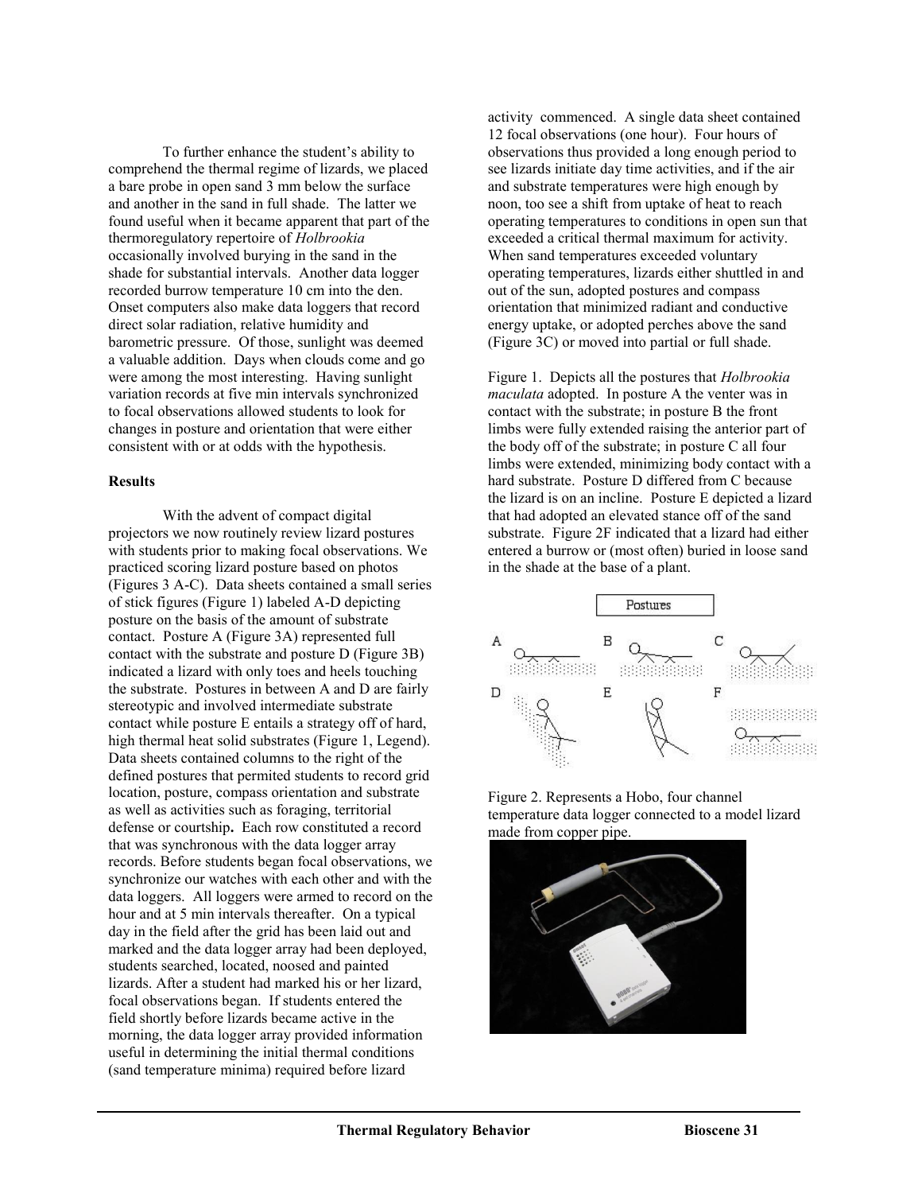To further enhance the student's ability to comprehend the thermal regime of lizards, we placed a bare probe in open sand 3 mm below the surface and another in the sand in full shade. The latter we found useful when it became apparent that part of the thermoregulatory repertoire of *Holbrookia* occasionally involved burying in the sand in the shade for substantial intervals. Another data logger recorded burrow temperature 10 cm into the den. Onset computers also make data loggers that record direct solar radiation, relative humidity and barometric pressure. Of those, sunlight was deemed a valuable addition. Days when clouds come and go were among the most interesting. Having sunlight variation records at five min intervals synchronized to focal observations allowed students to look for changes in posture and orientation that were either consistent with or at odds with the hypothesis.

**Results**

With the advent of compact digital projectors we now routinely review lizard postures with students prior to making focal observations. We practiced scoring lizard posture based on photos (Figures 3 A-C). Data sheets contained a small series of stick figures (Figure 1) labeled A-D depicting posture on the basis of the amount of substrate contact. Posture A (Figure 3A) represented full contact with the substrate and posture D (Figure 3B) indicated a lizard with only toes and heels touching the substrate. Postures in between A and D are fairly stereotypic and involved intermediate substrate contact while posture E entails a strategy off of hard, high thermal heat solid substrates (Figure 1, Legend). Data sheets contained columns to the right of the defined postures that permited students to record grid location, posture, compass orientation and substrate as well as activities such as foraging, territorial defense or courtship**.** Each row constituted a record that was synchronous with the data logger array records. Before students began focal observations, we synchronize our watches with each other and with the data loggers. All loggers were armed to record on the hour and at 5 min intervals thereafter. On a typical day in the field after the grid has been laid out and marked and the data logger array had been deployed, students searched, located, noosed and painted lizards. After a student had marked his or her lizard, focal observations began. If students entered the field shortly before lizards became active in the morning, the data logger array provided information useful in determining the initial thermal conditions (sand temperature minima) required before lizard activity commenced. A single data sheet contained 12 focal observations (one hour). Four hours of observations thus provided a long enough period to see lizards initiate day time activities, and if the air and substrate temperatures were high enough by noon, too see a shift from uptake of heat to reach operating temperatures to conditions in open sun that exceeded a critical thermal maximum for activity. When sand temperatures exceeded voluntary operating temperatures, lizards either shuttled in and out of the sun, adopted postures and compass orientation that minimized radiant and conductive energy uptake, or adopted perches above the sand (Figure 3C) or moved into partial or full shade.

Figure 1. Depicts all the postures that *Holbrookia maculata* adopted. In posture A the venter was in contact with the substrate; in posture B the front limbs were fully extended raising the anterior part of the body off of the substrate; in posture C all four limbs were extended, minimizing body contact with a hard substrate. Posture D differed from C because the lizard is on an incline. Posture E depicted a lizard that had adopted an elevated stance off of the sand substrate. Figure 2F indicated that a lizard had either entered a burrow or (most often) buried in loose sand in the shade at the base of a plant.

Figure 2. Represents a Hobo, four channel temperature data logger connected to a model lizard made from copper pipe.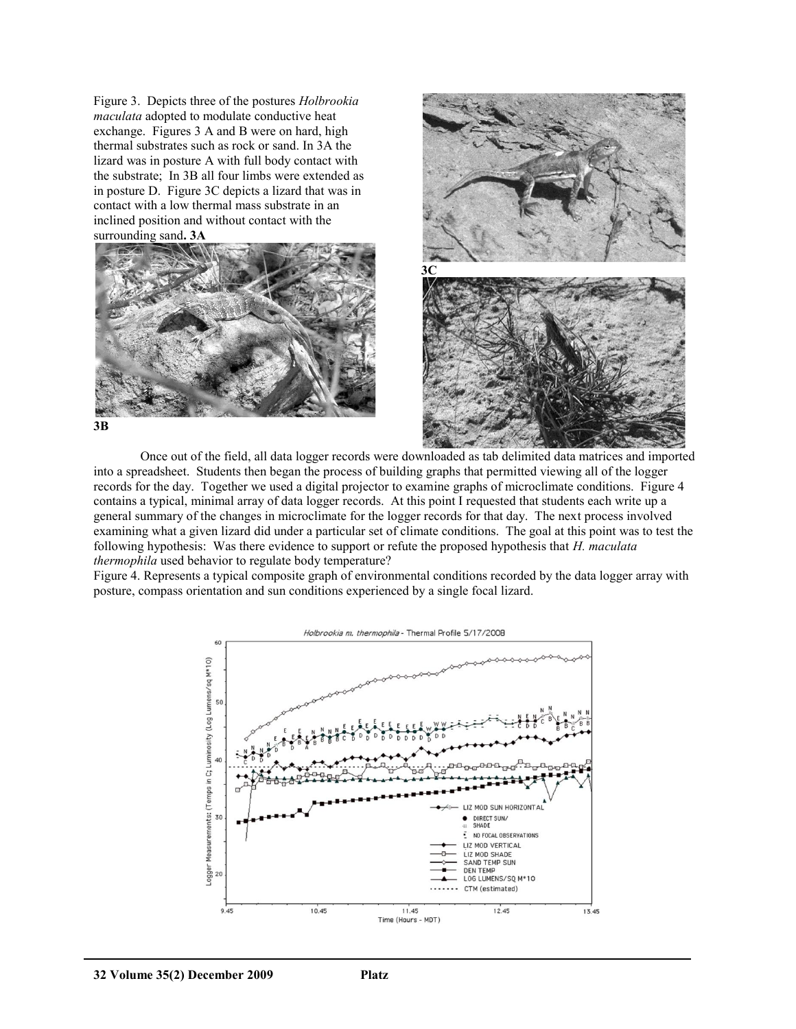Figure 3. Depicts three of the postures *Holbrookia maculata* adopted to modulate conductive heat exchange. Figures 3 A and B were on hard, high thermal substrates such as rock or sand. In 3A the lizard was in posture A with full body contact with the substrate; In 3B all four limbs were extended as in posture D. Figure 3C depicts a lizard that was in contact with a low thermal mass substrate in an inclined position and without contact with the surrounding sand**. 3A**

**3B**

**3C**

Once out of the field, all data logger records were downloaded as tab delimited data matrices and imported into a spreadsheet. Students then began the process of building graphs that permitted viewing all of the logger records for the day. Together we used a digital projector to examine graphs of microclimate conditions. Figure 4 contains a typical, minimal array of data logger records. At this point I requested that students each write up a general summary of the changes in microclimate for the logger records for that day. The next process involved examining what a given lizard did under a particular set of climate conditions. The goal at this point was to test the following hypothesis: Was there evidence to support or refute the proposed hypothesis that *H. maculata thermophila* used behavior to regulate body temperature?

Figure 4. Represents a typical composite graph of environmental conditions recorded by the data logger array with posture, compass orientation and sun conditions experienced by a single focal lizard.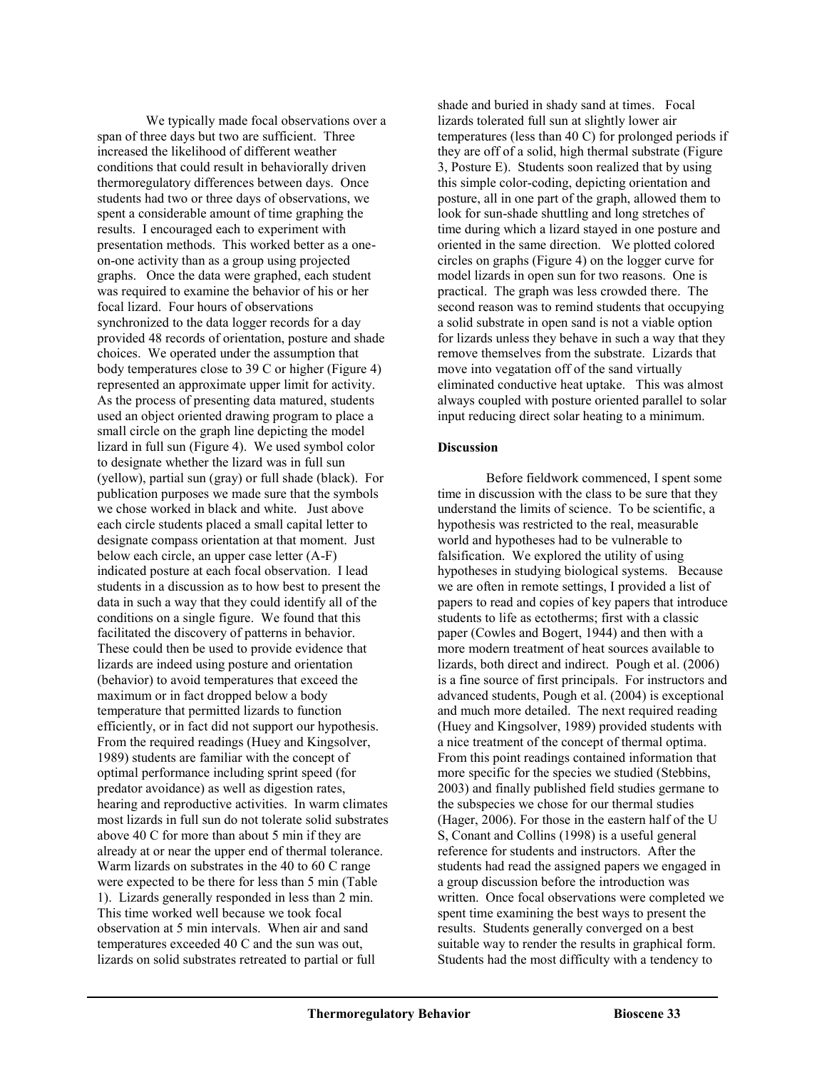We typically made focal observations over a span of three days but two are sufficient. Three increased the likelihood of different weather conditions that could result in behaviorally driven thermoregulatory differences between days. Once students had two or three days of observations, we spent a considerable amount of time graphing the results. I encouraged each to experiment with presentation methods. This worked better as a one-on-one activity than as a group using projected graphs. Once the data were graphed, each student was required to examine the behavior of his or her focal lizard. Four hours of observations synchronized to the data logger records for a day provided 48 records of orientation, posture and shade choices. We operated under the assumption that body temperatures close to 39 C or higher (Figure 4) represented an approximate upper limit for activity. As the process of presenting data matured, students used an object oriented drawing program to place a small circle on the graph line depicting the model lizard in full sun (Figure 4). We used symbol color to designate whether the lizard was in full sun (yellow), partial sun (gray) or full shade (black). For publication purposes we made sure that the symbols we chose worked in black and white. Just above each circle students placed a small capital letter to designate compass orientation at that moment. Just below each circle, an upper case letter (A-F) indicated posture at each focal observation. I lead students in a discussion as to how best to present the data in such a way that they could identify all of the conditions on a single figure. We found that this facilitated the discovery of patterns in behavior. These could then be used to provide evidence that lizards are indeed using posture and orientation (behavior) to avoid temperatures that exceed the maximum or in fact dropped below a body temperature that permitted lizards to function efficiently, or in fact did not support our hypothesis. From the required readings (Huey and Kingsolver, 1989) students are familiar with the concept of optimal performance including sprint speed (for predator avoidance) as well as digestion rates, hearing and reproductive activities. In warm climates most lizards in full sun do not tolerate solid substrates above 40 C for more than about 5 min if they are already at or near the upper end of thermal tolerance. Warm lizards on substrates in the 40 to 60 C range were expected to be there for less than 5 min (Table 1). Lizards generally responded in less than 2 min. This time worked well because we took focal observation at 5 min intervals. When air and sand temperatures exceeded 40 C and the sun was out, lizards on solid substrates retreated to partial or full shade and buried in shady sand at times. Focal lizards tolerated full sun at slightly lower air temperatures (less than 40 C) for prolonged periods if they are off of a solid, high thermal substrate (Figure 3, Posture E). Students soon realized that by using this simple color-coding, depicting orientation and posture, all in one part of the graph, allowed them to look for sun-shade shuttling and long stretches of time during which a lizard stayed in one posture and oriented in the same direction. We plotted colored circles on graphs (Figure 4) on the logger curve for model lizards in open sun for two reasons. One is practical. The graph was less crowded there. The second reason was to remind students that occupying a solid substrate in open sand is not a viable option for lizards unless they behave in such a way that they remove themselves from the substrate. Lizards that move into vegatation off of the sand virtually eliminated conductive heat uptake. This was almost always coupled with posture oriented parallel to solar input reducing direct solar heating to a minimum.

**Discussion**

Before fieldwork commenced, I spent some time in discussion with the class to be sure that they understand the limits of science. To be scientific, a hypothesis was restricted to the real, measurable world and hypotheses had to be vulnerable to falsification. We explored the utility of using hypotheses in studying biological systems. Because we are often in remote settings, I provided a list of papers to read and copies of key papers that introduce students to life as ectotherms; first with a classic paper (Cowles and Bogert, 1944) and then with a more modern treatment of heat sources available to lizards, both direct and indirect. Pough et al. (2006) is a fine source of first principals. For instructors and advanced students, Pough et al. (2004) is exceptional and much more detailed. The next required reading (Huey and Kingsolver, 1989) provided students with a nice treatment of the concept of thermal optima. From this point readings contained information that more specific for the species we studied (Stebbins, 2003) and finally published field studies germane to the subspecies we chose for our thermal studies (Hager, 2006). For those in the eastern half of the U S, Conant and Collins (1998) is a useful general reference for students and instructors. After the students had read the assigned papers we engaged in a group discussion before the introduction was written. Once focal observations were completed we spent time examining the best ways to present the results. Students generally converged on a best suitable way to render the results in graphical form. Students had the most difficulty with a tendency to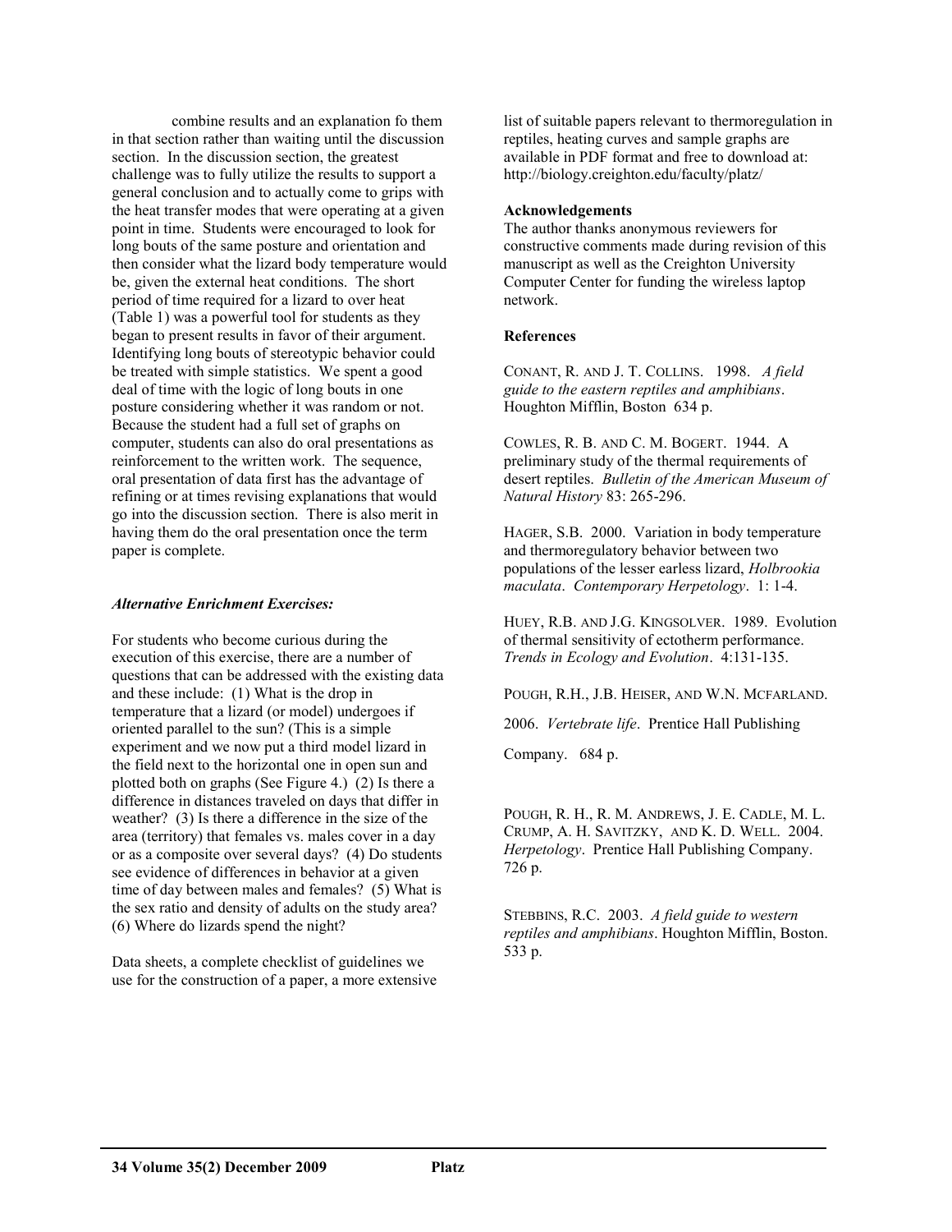combine results and an explanation fo them in that section rather than waiting until the discussion section. In the discussion section, the greatest challenge was to fully utilize the results to support a general conclusion and to actually come to grips with the heat transfer modes that were operating at a given point in time. Students were encouraged to look for long bouts of the same posture and orientation and then consider what the lizard body temperature would be, given the external heat conditions. The short period of time required for a lizard to over heat (Table 1) was a powerful tool for students as they began to present results in favor of their argument. Identifying long bouts of stereotypic behavior could be treated with simple statistics. We spent a good deal of time with the logic of long bouts in one posture considering whether it was random or not. Because the student had a full set of graphs on computer, students can also do oral presentations as reinforcement to the written work. The sequence, oral presentation of data first has the advantage of refining or at times revising explanations that would go into the discussion section. There is also merit in having them do the oral presentation once the term paper is complete.

### *Alternative Enrichment Exercises:*

For students who become curious during the execution of this exercise, there are a number of questions that can be addressed with the existing data and these include: (1) What is the drop in temperature that a lizard (or model) undergoes if oriented parallel to the sun? (This is a simple experiment and we now put a third model lizard in the field next to the horizontal one in open sun and plotted both on graphs (See Figure 4.) (2) Is there a difference in distances traveled on days that differ in weather? (3) Is there a difference in the size of the area (territory) that females vs. males cover in a day or as a composite over several days? (4) Do students see evidence of differences in behavior at a given time of day between males and females? (5) What is the sex ratio and density of adults on the study area? (6) Where do lizards spend the night?

Data sheets, a complete checklist of guidelines we use for the construction of a paper, a more extensive list of suitable papers relevant to thermoregulation in reptiles, heating curves and sample graphs are available in PDF format and free to download at: http://biology.creighton.edu/faculty/platz/

### Acknowledgements

The author thanks anonymous reviewers for constructive comments made during revision of this manuscript as well as the Creighton University Computer Center for funding the wireless laptop network.

### References

CONANT, R. AND J. T. COLLINS. 1998. *A field guide to the eastern reptiles and amphibians*. Houghton Mifflin, Boston 634 p.

COWLES, R. B. AND C. M. BOGERT. 1944. A preliminary study of the thermal requirements of desert reptiles. *Bulletin of the American Museum of Natural History* 83: 265-296.

HAGER, S.B. 2000. Variation in body temperature and thermoregulatory behavior between two populations of the lesser earless lizard, *Holbrookia maculata*. *Contemporary Herpetology*. 1: 1-4.

HUEY, R.B. AND J.G. KINGSOLVER. 1989. Evolution of thermal sensitivity of ectotherm performance. *Trends in Ecology and Evolution*. 4:131-135.

POUGH, R.H., J.B. HEISER, AND W.N. MCFARLAND. 2006. *Vertebrate life*. Prentice Hall Publishing Company. 684 p.

POUGH, R. H., R. M. ANDREWS, J. E. CADLE, M. L. CRUMP, A. H. SAVITZKY, AND K. D. WELL. 2004. *Herpetology*. Prentice Hall Publishing Company. 726 p.

STEBBINS, R.C. 2003. *A field guide to western reptiles and amphibians*. Houghton Mifflin, Boston. 533 p.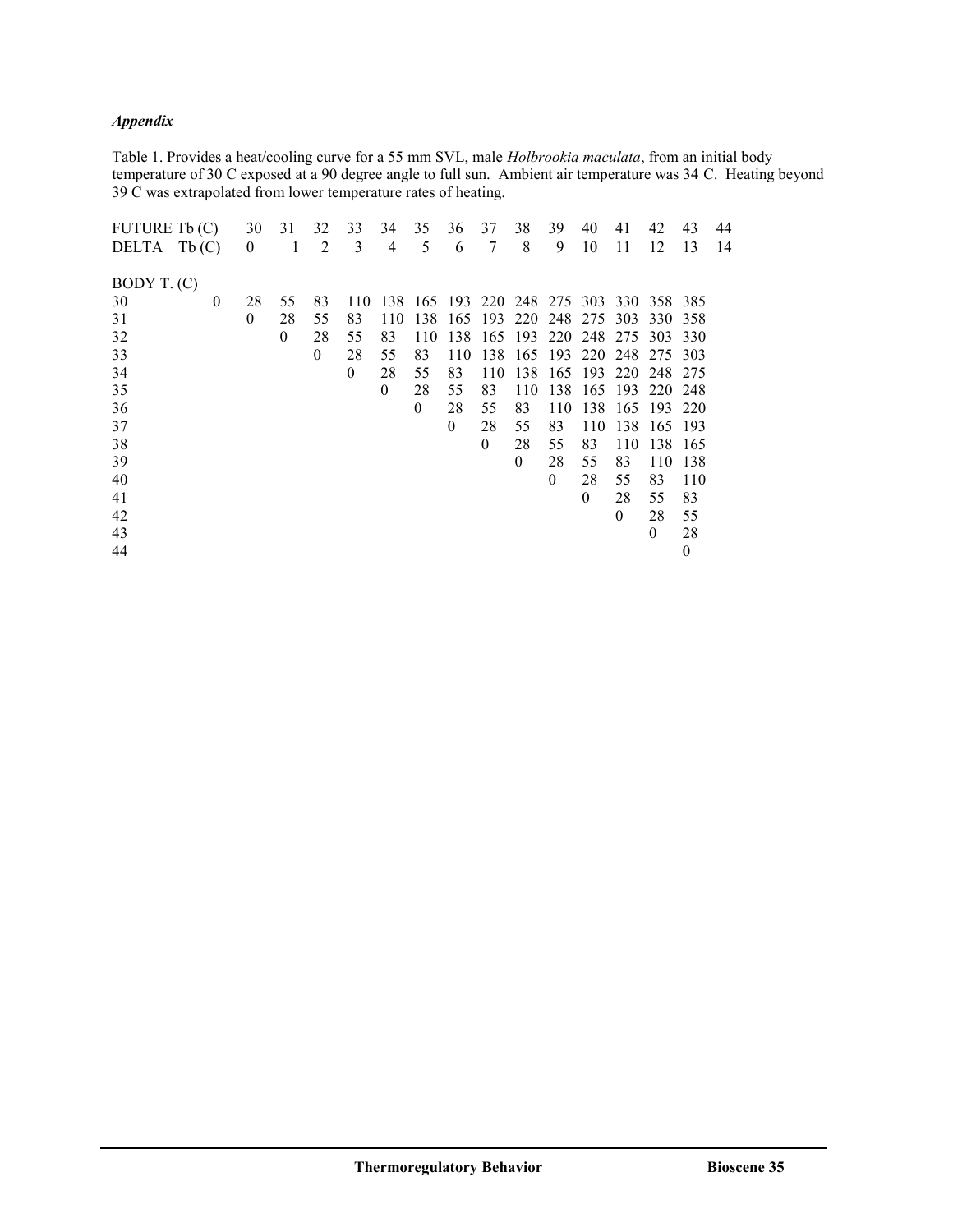### *Appendix*

Table 1. Provides a heat/cooling curve for a 55 mm SVL, male *Holbrookia maculata*, from an initial body temperature of 30 C exposed at a 90 degree angle to full sun. Ambient air temperature was 34 C. Heating beyond 39 C was extrapolated from lower temperature rates of heating.

| FUTURE Tb (C) | | 30 | 31 | 32 | 33 | 34 | 35 | 36 | 37 | 38 | 39 | 40 | 41 | 42 | 43 | 44 |
|---|---|---|---|---|---|---|---|---|---|---|---|---|---|---|---|---|
| DELTA Tb (C) | | 0 | 1 | 2 | 3 | 4 | 5 | 6 | 7 | 8 | 9 | 10 | 11 | 12 | 13 | 14 |
| BODY T. (C) | | | | | | | | | | | | | | | | |
| 30 | 0 | 28 | 55 | 83 | 110 | 138 | 165 | 193 | 220 | 248 | 275 | 303 | 330 | 358 | 385 | |
| 31 | | 0 | 28 | 55 | 83 | 110 | 138 | 165 | 193 | 220 | 248 | 275 | 303 | 330 | 358 | |
| 32 | | | 0 | 28 | 55 | 83 | 110 | 138 | 165 | 193 | 220 | 248 | 275 | 303 | 330 | |
| 33 | | | | 0 | 28 | 55 | 83 | 110 | 138 | 165 | 193 | 220 | 248 | 275 | 303 | |
| 34 | | | | | 0 | 28 | 55 | 83 | 110 | 138 | 165 | 193 | 220 | 248 | 275 | |
| 35 | | | | | | 0 | 28 | 55 | 83 | 110 | 138 | 165 | 193 | 220 | 248 | |
| 36 | | | | | | | 0 | 28 | 55 | 83 | 110 | 138 | 165 | 193 | 220 | |
| 37 | | | | | | | | 0 | 28 | 55 | 83 | 110 | 138 | 165 | 193 | |
| 38 | | | | | | | | | 0 | 28 | 55 | 83 | 110 | 138 | 165 | |
| 39 | | | | | | | | | | 0 | 28 | 55 | 83 | 110 | 138 | |
| 40 | | | | | | | | | | | 0 | 28 | 55 | 83 | 110 | |
| 41 | | | | | | | | | | | | 0 | 28 | 55 | 83 | |
| 42 | | | | | | | | | | | | | 0 | 28 | 55 | |
| 43 | | | | | | | | | | | | | | 0 | 28 | |
| 44 | | | | | | | | | | | | | | | 0 | |